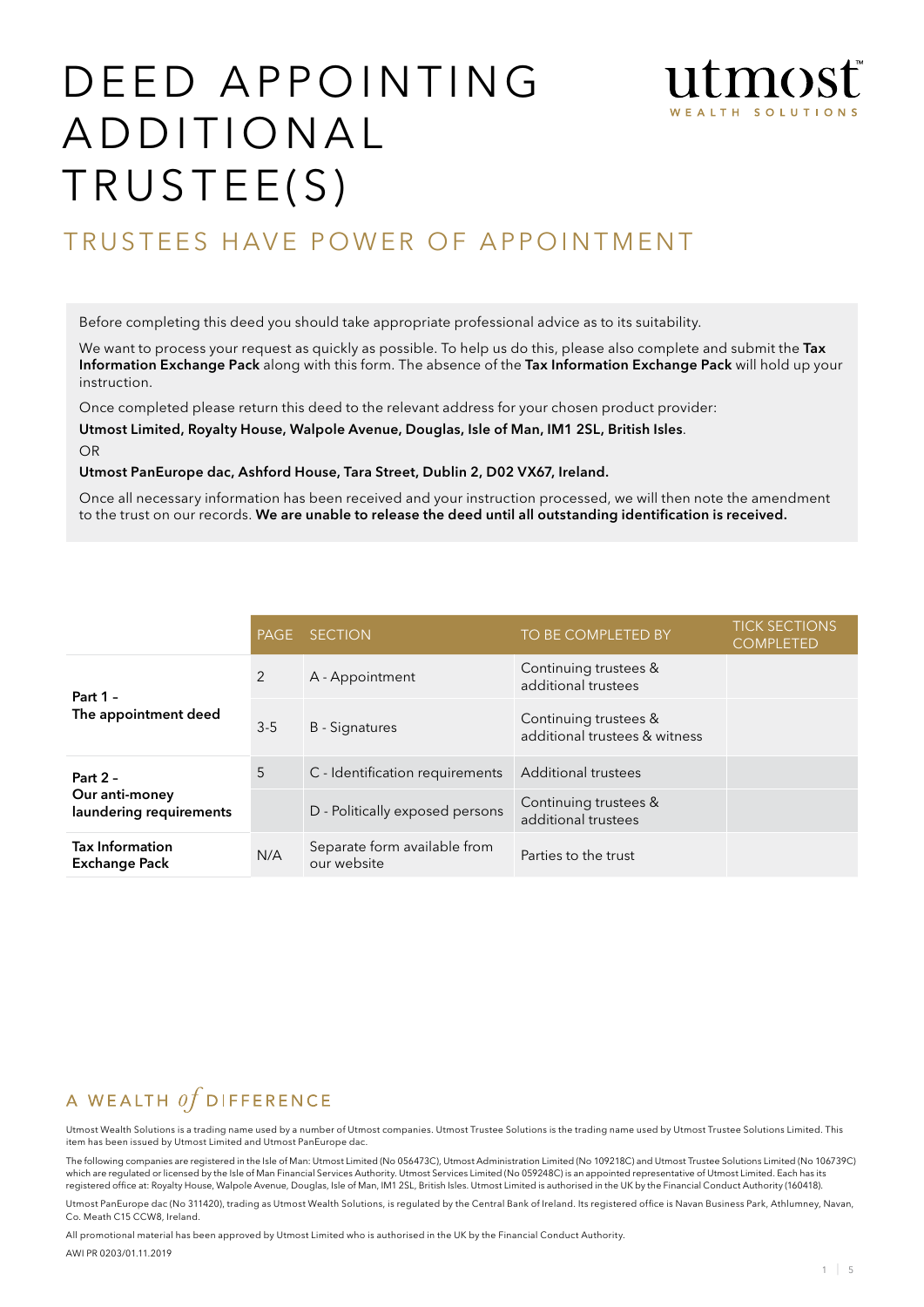# DEED APPOINTING ADDITIONAL TRUSTEE(S)

utmost WEALTH SOLUTIONS

## TRUSTEES HAVE POWER OF APPOINTMENT

Before completing this deed you should take appropriate professional advice as to its suitability.

We want to process your request as quickly as possible. To help us do this, please also complete and submit the **Tax Information Exchange Pack** along with this form. The absence of the **Tax Information Exchange Pack** will hold up your instruction.

Once completed please return this deed to the relevant address for your chosen product provider:

**Utmost Limited, Royalty House, Walpole Avenue, Douglas, Isle of Man, IM1 2SL, British Isles**.

OR

**Utmost PanEurope dac, Ashford House, Tara Street, Dublin 2, D02 VX67, Ireland.**

Once all necessary information has been received and your instruction processed, we will then note the amendment to the trust on our records. **We are unable to release the deed until all outstanding identification is received.**

| | PAGE | SECTION | TO BE COMPLETED BY | TICK SECTIONS COMPLETED |
|---|---|---|---|---|
| **Part 1 – The appointment deed** | 2 | A - Appointment | Continuing trustees & additional trustees | |
| | 3-5 | B - Signatures | Continuing trustees & additional trustees & witness | |
| **Part 2 – Our anti-money laundering requirements** | 5 | C - Identification requirements | Additional trustees | |
| | | D - Politically exposed persons | Continuing trustees & additional trustees | |
| **Tax Information Exchange Pack** | N/A | Separate form available from our website | Parties to the trust | |

A WEALTH *of* DIFFERENCE

Utmost Wealth Solutions is a trading name used by a number of Utmost companies. Utmost Trustee Solutions is the trading name used by Utmost Trustee Solutions Limited. This item has been issued by Utmost Limited and Utmost PanEurope dac.

The following companies are registered in the Isle of Man: Utmost Limited (No 056473C), Utmost Administration Limited (No 109218C) and Utmost Trustee Solutions Limited (No 106739C) which are regulated or licensed by the Isle of Man Financial Services Authority. Utmost Services Limited (No 059248C) is an appointed representative of Utmost Limited. Each has its registered office at: Royalty House, Walpole Avenue, Douglas, Isle of Man, IM1 2SL, British Isles. Utmost Limited is authorised in the UK by the Financial Conduct Authority (160418).

Utmost PanEurope dac (No 311420), trading as Utmost Wealth Solutions, is regulated by the Central Bank of Ireland. Its registered office is Navan Business Park, Athlumney, Navan, Co. Meath C15 CCW8, Ireland.

All promotional material has been approved by Utmost Limited who is authorised in the UK by the Financial Conduct Authority.

AWI PR 0203/01.11.2019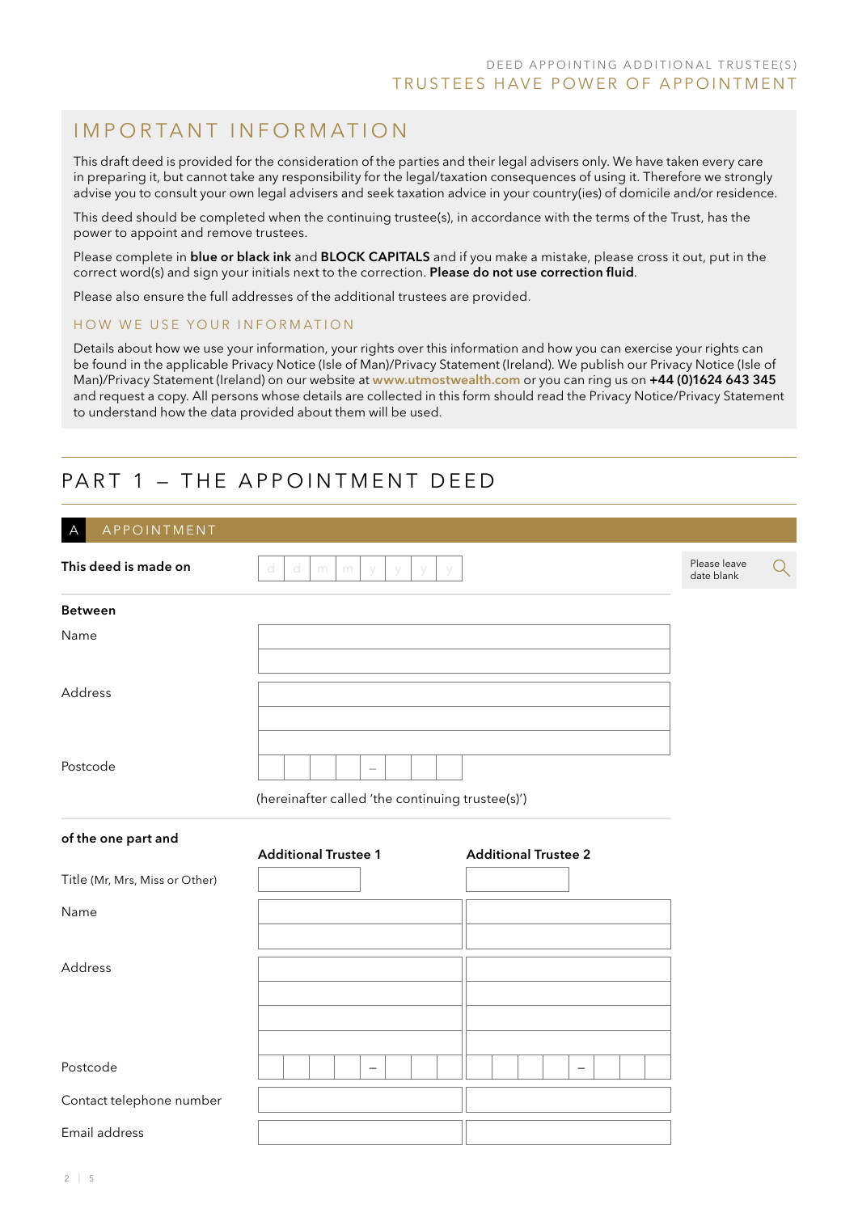# IMPORTANT INFORMATION

This draft deed is provided for the consideration of the parties and their legal advisers only. We have taken every care in preparing it, but cannot take any responsibility for the legal/taxation consequences of using it. Therefore we strongly advise you to consult your own legal advisers and seek taxation advice in your country(ies) of domicile and/or residence.

This deed should be completed when the continuing trustee(s), in accordance with the terms of the Trust, has the power to appoint and remove trustees.

Please complete in **blue or black ink** and **BLOCK CAPITALS** and if you make a mistake, please cross it out, put in the correct word(s) and sign your initials next to the correction. **Please do not use correction fluid**.

Please also ensure the full addresses of the additional trustees are provided.

### HOW WE USE YOUR INFORMATION

Details about how we use your information, your rights over this information and how you can exercise your rights can be found in the applicable Privacy Notice (Isle of Man)/Privacy Statement (Ireland). We publish our Privacy Notice (Isle of Man)/Privacy Statement (Ireland) on our website at **www.utmostwealth.com** or you can ring us on **+44 (0)1624 643 345** and request a copy. All persons whose details are collected in this form should read the Privacy Notice/Privacy Statement to understand how the data provided about them will be used.

# PART 1 – THE APPOINTMENT DEED

## A APPOINTMENT

**This deed is made on** d d m m y y y y — Please leave date blank

**Between**

Name

Address

Postcode –

(hereinafter called 'the continuing trustee(s)')

**of the one part and**

| | **Additional Trustee 1** | **Additional Trustee 2** |
|---|---|---|
| Title (Mr, Mrs, Miss or Other) | | |
| Name | | |
| Address | | |
| Postcode | – | – |
| Contact telephone number | | |
| Email address | | |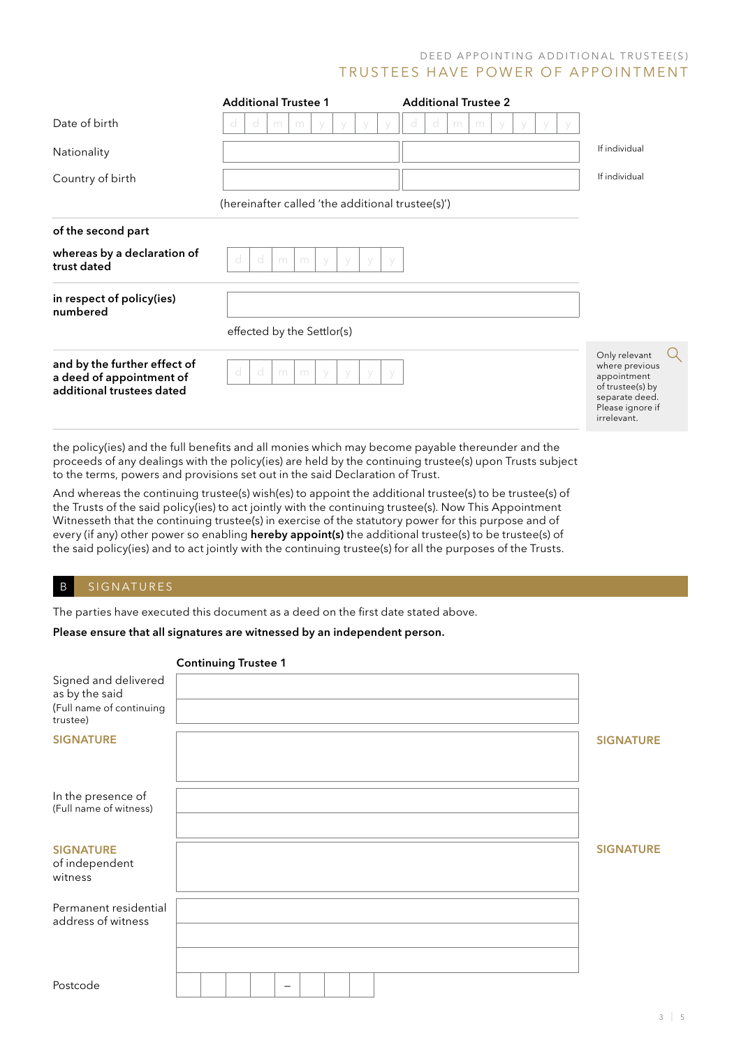DEED APPOINTING ADDITIONAL TRUSTEE(S)

# TRUSTEES HAVE POWER OF APPOINTMENT

| | Additional Trustee 1 | Additional Trustee 2 | |
|---|---|---|---|
| Date of birth | d d m m y y y y | d d m m y y y y | |
| Nationality | | | If individual |
| Country of birth | | | If individual |

(hereinafter called 'the additional trustee(s)')

**of the second part**

**whereas by a declaration of trust dated** d d m m y y y y

**in respect of policy(ies) numbered**

effected by the Settlor(s)

**and by the further effect of a deed of appointment of additional trustees dated** d d m m y y y y

Only relevant where previous appointment of trustee(s) by separate deed. Please ignore if irrelevant.

the policy(ies) and the full benefits and all monies which may become payable thereunder and the proceeds of any dealings with the policy(ies) are held by the continuing trustee(s) upon Trusts subject to the terms, powers and provisions set out in the said Declaration of Trust.

And whereas the continuing trustee(s) wish(es) to appoint the additional trustee(s) to be trustee(s) of the Trusts of the said policy(ies) to act jointly with the continuing trustee(s). Now This Appointment Witnesseth that the continuing trustee(s) in exercise of the statutory power for this purpose and of every (if any) other power so enabling **hereby appoint(s)** the additional trustee(s) to be trustee(s) of the said policy(ies) and to act jointly with the continuing trustee(s) for all the purposes of the Trusts.

## B SIGNATURES

The parties have executed this document as a deed on the first date stated above.

**Please ensure that all signatures are witnessed by an independent person.**

**Continuing Trustee 1**

Signed and delivered as by the said
(Full name of continuing trustee)

SIGNATURE

SIGNATURE

In the presence of
(Full name of witness)

SIGNATURE of independent witness

SIGNATURE

Permanent residential address of witness

Postcode –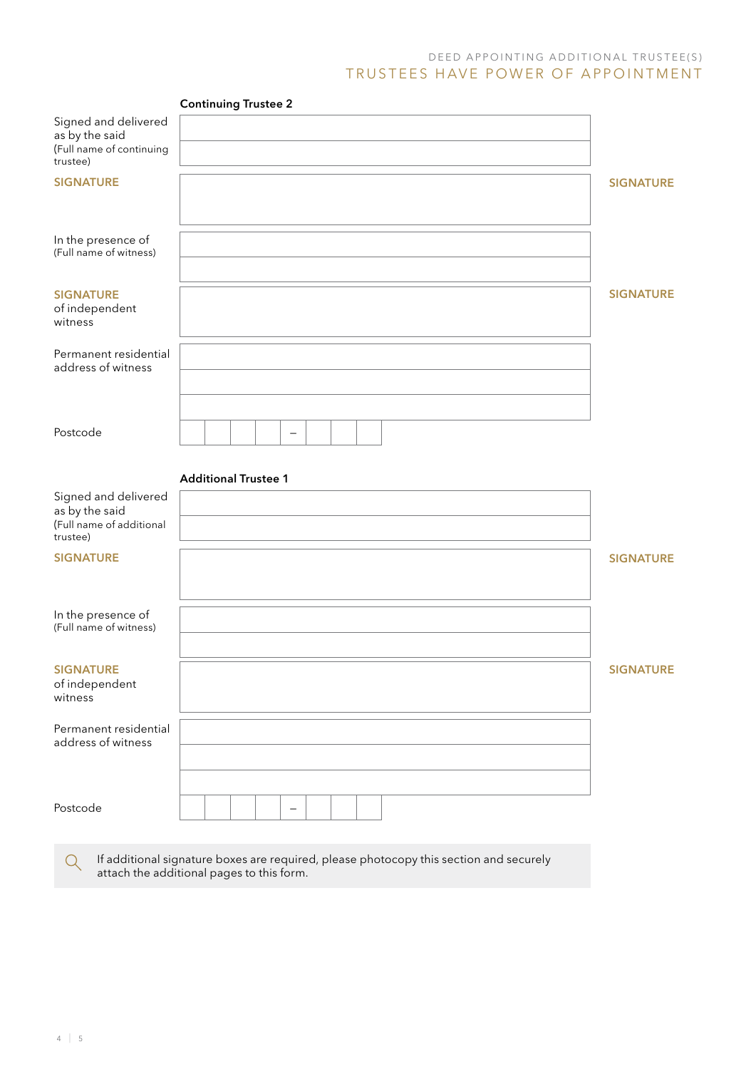### Continuing Trustee 2

Signed and delivered as by the said
(Full name of continuing trustee)

**SIGNATURE** | **SIGNATURE**

In the presence of
(Full name of witness)

**SIGNATURE** of independent witness | **SIGNATURE**

Permanent residential address of witness

Postcode ____ – ___

### Additional Trustee 1

Signed and delivered as by the said
(Full name of additional trustee)

**SIGNATURE** | **SIGNATURE**

In the presence of
(Full name of witness)

**SIGNATURE** of independent witness | **SIGNATURE**

Permanent residential address of witness

Postcode ____ – ___

If additional signature boxes are required, please photocopy this section and securely attach the additional pages to this form.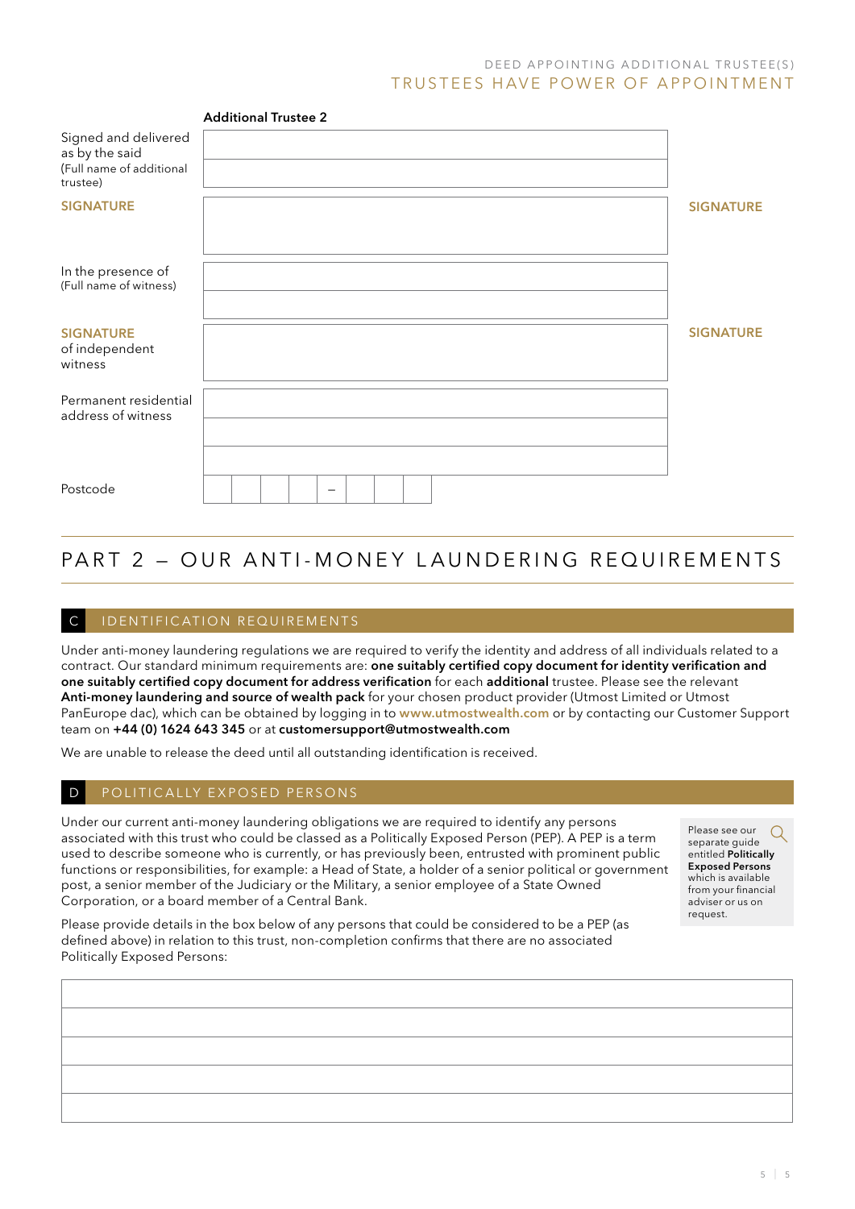DEED APPOINTING ADDITIONAL TRUSTEE(S)
TRUSTEES HAVE POWER OF APPOINTMENT

**Additional Trustee 2**

| | | |
|---|---|---|
| Signed and delivered as by the said (Full name of additional trustee) | | |
| **SIGNATURE** | | **SIGNATURE** |
| In the presence of (Full name of witness) | | |
| **SIGNATURE** of independent witness | | **SIGNATURE** |
| Permanent residential address of witness | | |
| Postcode | – | |

## PART 2 – OUR ANTI-MONEY LAUNDERING REQUIREMENTS

### C IDENTIFICATION REQUIREMENTS

Under anti-money laundering regulations we are required to verify the identity and address of all individuals related to a contract. Our standard minimum requirements are: **one suitably certified copy document for identity verification and one suitably certified copy document for address verification** for each **additional** trustee. Please see the relevant **Anti-money laundering and source of wealth pack** for your chosen product provider (Utmost Limited or Utmost PanEurope dac), which can be obtained by logging in to **www.utmostwealth.com** or by contacting our Customer Support team on **+44 (0) 1624 643 345** or at **customersupport@utmostwealth.com**

We are unable to release the deed until all outstanding identification is received.

### D POLITICALLY EXPOSED PERSONS

Under our current anti-money laundering obligations we are required to identify any persons associated with this trust who could be classed as a Politically Exposed Person (PEP). A PEP is a term used to describe someone who is currently, or has previously been, entrusted with prominent public functions or responsibilities, for example: a Head of State, a holder of a senior political or government post, a senior member of the Judiciary or the Military, a senior employee of a State Owned Corporation, or a board member of a Central Bank.

Please see our separate guide entitled **Politically Exposed Persons** which is available from your financial adviser or us on request.

Please provide details in the box below of any persons that could be considered to be a PEP (as defined above) in relation to this trust, non-completion confirms that there are no associated Politically Exposed Persons:

| |
|---|
| |
| |
| |
| |
| |